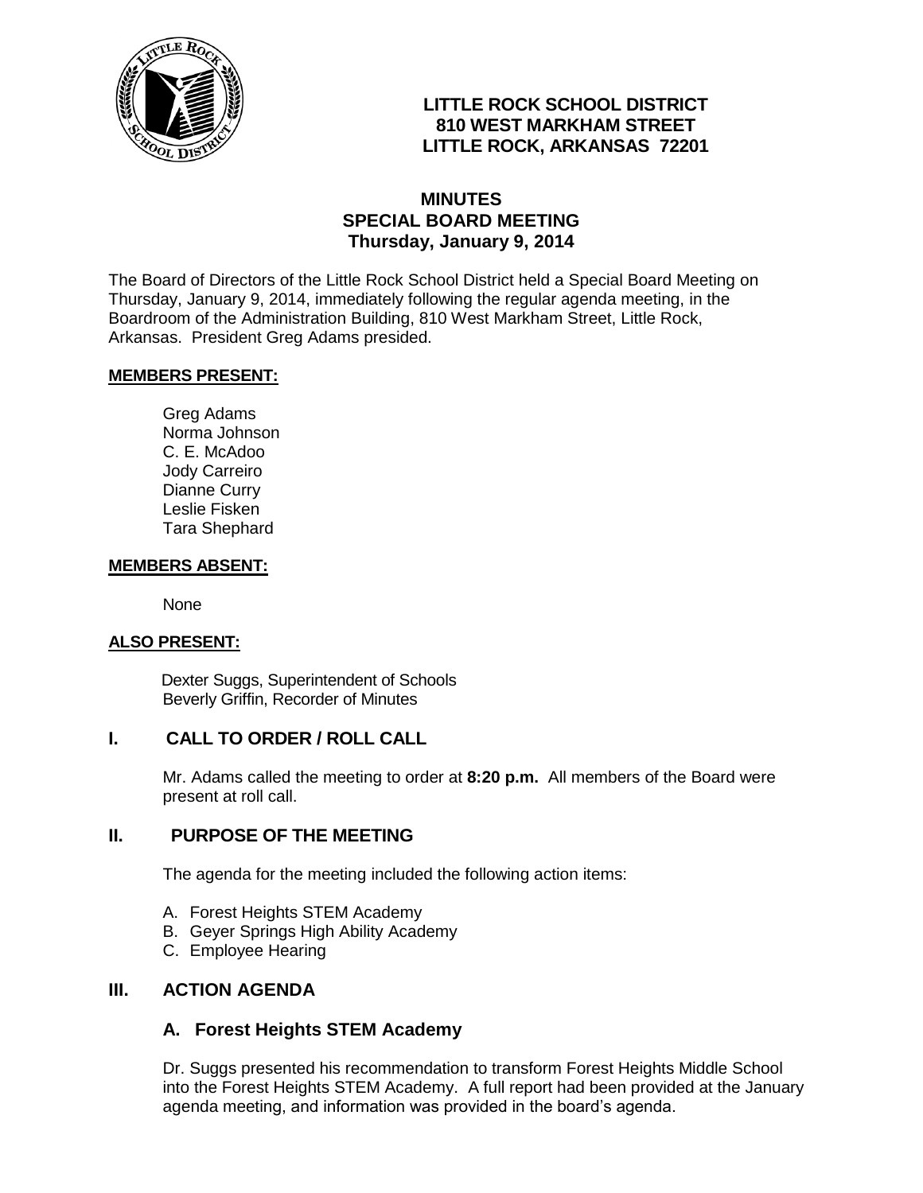**LITTLE ROCK SCHOOL DISTRICT**
**810 WEST MARKHAM STREET**
**LITTLE ROCK, ARKANSAS 72201**

# MINUTES
## SPECIAL BOARD MEETING
### Thursday, January 9, 2014

The Board of Directors of the Little Rock School District held a Special Board Meeting on Thursday, January 9, 2014, immediately following the regular agenda meeting, in the Boardroom of the Administration Building, 810 West Markham Street, Little Rock, Arkansas. President Greg Adams presided.

**MEMBERS PRESENT:**

Greg Adams
Norma Johnson
C. E. McAdoo
Jody Carreiro
Dianne Curry
Leslie Fisken
Tara Shephard

**MEMBERS ABSENT:**

None

**ALSO PRESENT:**

Dexter Suggs, Superintendent of Schools
Beverly Griffin, Recorder of Minutes

## I. CALL TO ORDER / ROLL CALL

Mr. Adams called the meeting to order at **8:20 p.m.** All members of the Board were present at roll call.

## II. PURPOSE OF THE MEETING

The agenda for the meeting included the following action items:

A. Forest Heights STEM Academy
B. Geyer Springs High Ability Academy
C. Employee Hearing

## III. ACTION AGENDA

### A. Forest Heights STEM Academy

Dr. Suggs presented his recommendation to transform Forest Heights Middle School into the Forest Heights STEM Academy. A full report had been provided at the January agenda meeting, and information was provided in the board's agenda.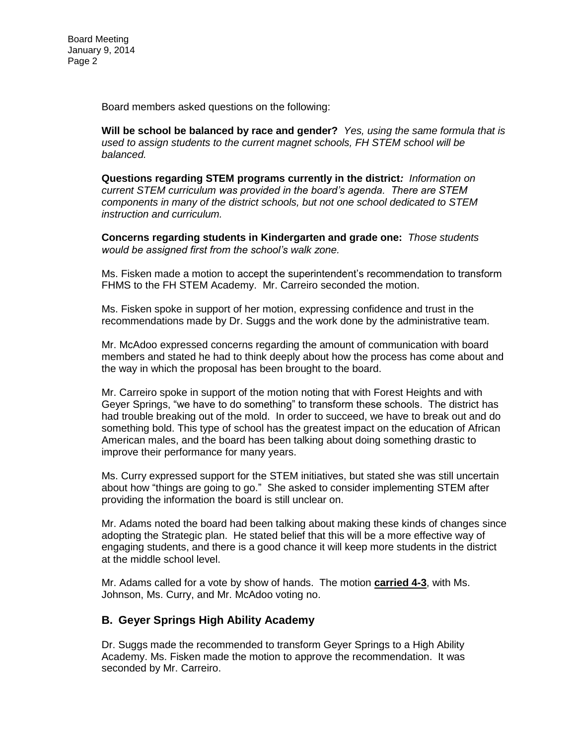Board members asked questions on the following:

**Will be school be balanced by race and gender?** *Yes, using the same formula that is used to assign students to the current magnet schools, FH STEM school will be balanced.*

**Questions regarding STEM programs currently in the district*:*** *Information on current STEM curriculum was provided in the board's agenda. There are STEM components in many of the district schools, but not one school dedicated to STEM instruction and curriculum.*

**Concerns regarding students in Kindergarten and grade one:** *Those students would be assigned first from the school's walk zone.*

Ms. Fisken made a motion to accept the superintendent's recommendation to transform FHMS to the FH STEM Academy. Mr. Carreiro seconded the motion.

Ms. Fisken spoke in support of her motion, expressing confidence and trust in the recommendations made by Dr. Suggs and the work done by the administrative team.

Mr. McAdoo expressed concerns regarding the amount of communication with board members and stated he had to think deeply about how the process has come about and the way in which the proposal has been brought to the board.

Mr. Carreiro spoke in support of the motion noting that with Forest Heights and with Geyer Springs, "we have to do something" to transform these schools. The district has had trouble breaking out of the mold. In order to succeed, we have to break out and do something bold. This type of school has the greatest impact on the education of African American males, and the board has been talking about doing something drastic to improve their performance for many years.

Ms. Curry expressed support for the STEM initiatives, but stated she was still uncertain about how "things are going to go." She asked to consider implementing STEM after providing the information the board is still unclear on.

Mr. Adams noted the board had been talking about making these kinds of changes since adopting the Strategic plan. He stated belief that this will be a more effective way of engaging students, and there is a good chance it will keep more students in the district at the middle school level.

Mr. Adams called for a vote by show of hands. The motion **carried 4-3**, with Ms. Johnson, Ms. Curry, and Mr. McAdoo voting no.

## B. Geyer Springs High Ability Academy

Dr. Suggs made the recommended to transform Geyer Springs to a High Ability Academy. Ms. Fisken made the motion to approve the recommendation. It was seconded by Mr. Carreiro.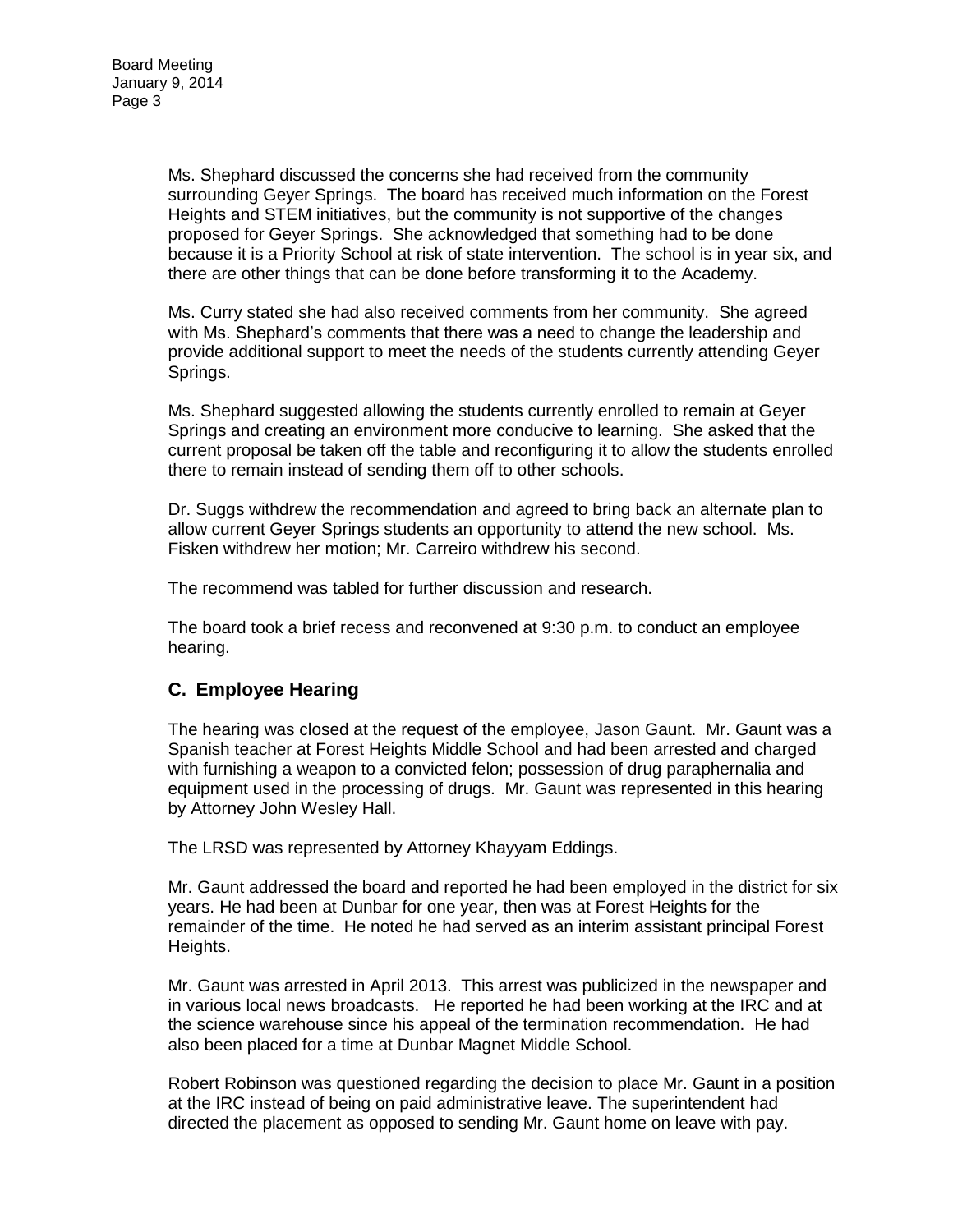Ms. Shephard discussed the concerns she had received from the community surrounding Geyer Springs. The board has received much information on the Forest Heights and STEM initiatives, but the community is not supportive of the changes proposed for Geyer Springs. She acknowledged that something had to be done because it is a Priority School at risk of state intervention. The school is in year six, and there are other things that can be done before transforming it to the Academy.

Ms. Curry stated she had also received comments from her community. She agreed with Ms. Shephard's comments that there was a need to change the leadership and provide additional support to meet the needs of the students currently attending Geyer Springs.

Ms. Shephard suggested allowing the students currently enrolled to remain at Geyer Springs and creating an environment more conducive to learning. She asked that the current proposal be taken off the table and reconfiguring it to allow the students enrolled there to remain instead of sending them off to other schools.

Dr. Suggs withdrew the recommendation and agreed to bring back an alternate plan to allow current Geyer Springs students an opportunity to attend the new school. Ms. Fisken withdrew her motion; Mr. Carreiro withdrew his second.

The recommend was tabled for further discussion and research.

The board took a brief recess and reconvened at 9:30 p.m. to conduct an employee hearing.

## C. Employee Hearing

The hearing was closed at the request of the employee, Jason Gaunt. Mr. Gaunt was a Spanish teacher at Forest Heights Middle School and had been arrested and charged with furnishing a weapon to a convicted felon; possession of drug paraphernalia and equipment used in the processing of drugs. Mr. Gaunt was represented in this hearing by Attorney John Wesley Hall.

The LRSD was represented by Attorney Khayyam Eddings.

Mr. Gaunt addressed the board and reported he had been employed in the district for six years. He had been at Dunbar for one year, then was at Forest Heights for the remainder of the time. He noted he had served as an interim assistant principal Forest Heights.

Mr. Gaunt was arrested in April 2013. This arrest was publicized in the newspaper and in various local news broadcasts. He reported he had been working at the IRC and at the science warehouse since his appeal of the termination recommendation. He had also been placed for a time at Dunbar Magnet Middle School.

Robert Robinson was questioned regarding the decision to place Mr. Gaunt in a position at the IRC instead of being on paid administrative leave. The superintendent had directed the placement as opposed to sending Mr. Gaunt home on leave with pay.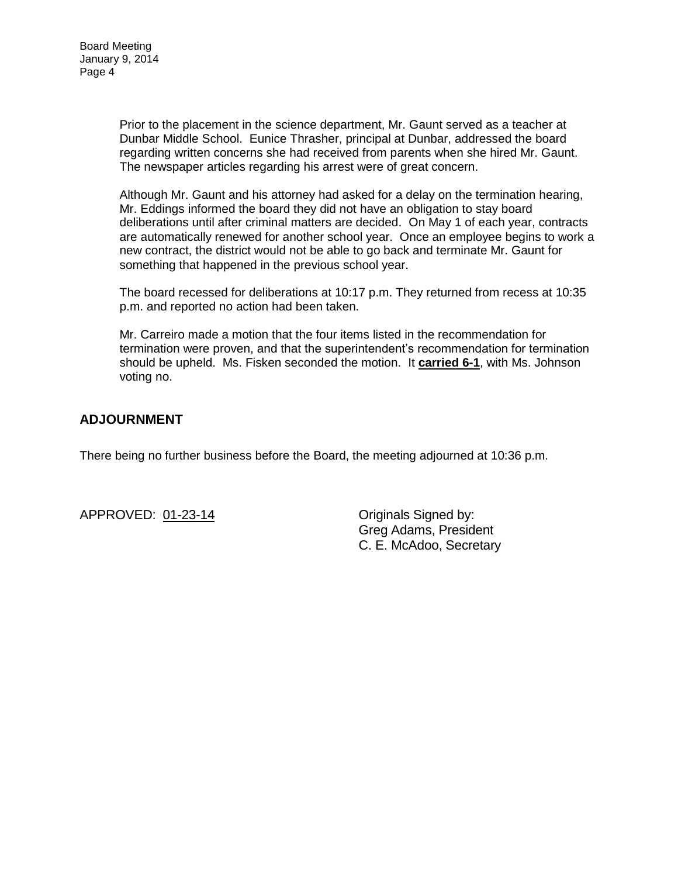Prior to the placement in the science department, Mr. Gaunt served as a teacher at Dunbar Middle School. Eunice Thrasher, principal at Dunbar, addressed the board regarding written concerns she had received from parents when she hired Mr. Gaunt. The newspaper articles regarding his arrest were of great concern.

Although Mr. Gaunt and his attorney had asked for a delay on the termination hearing, Mr. Eddings informed the board they did not have an obligation to stay board deliberations until after criminal matters are decided. On May 1 of each year, contracts are automatically renewed for another school year. Once an employee begins to work a new contract, the district would not be able to go back and terminate Mr. Gaunt for something that happened in the previous school year.

The board recessed for deliberations at 10:17 p.m. They returned from recess at 10:35 p.m. and reported no action had been taken.

Mr. Carreiro made a motion that the four items listed in the recommendation for termination were proven, and that the superintendent's recommendation for termination should be upheld. Ms. Fisken seconded the motion. It **carried 6-1**, with Ms. Johnson voting no.

## ADJOURNMENT

There being no further business before the Board, the meeting adjourned at 10:36 p.m.

APPROVED: 01-23-14

Originals Signed by:
Greg Adams, President
C. E. McAdoo, Secretary